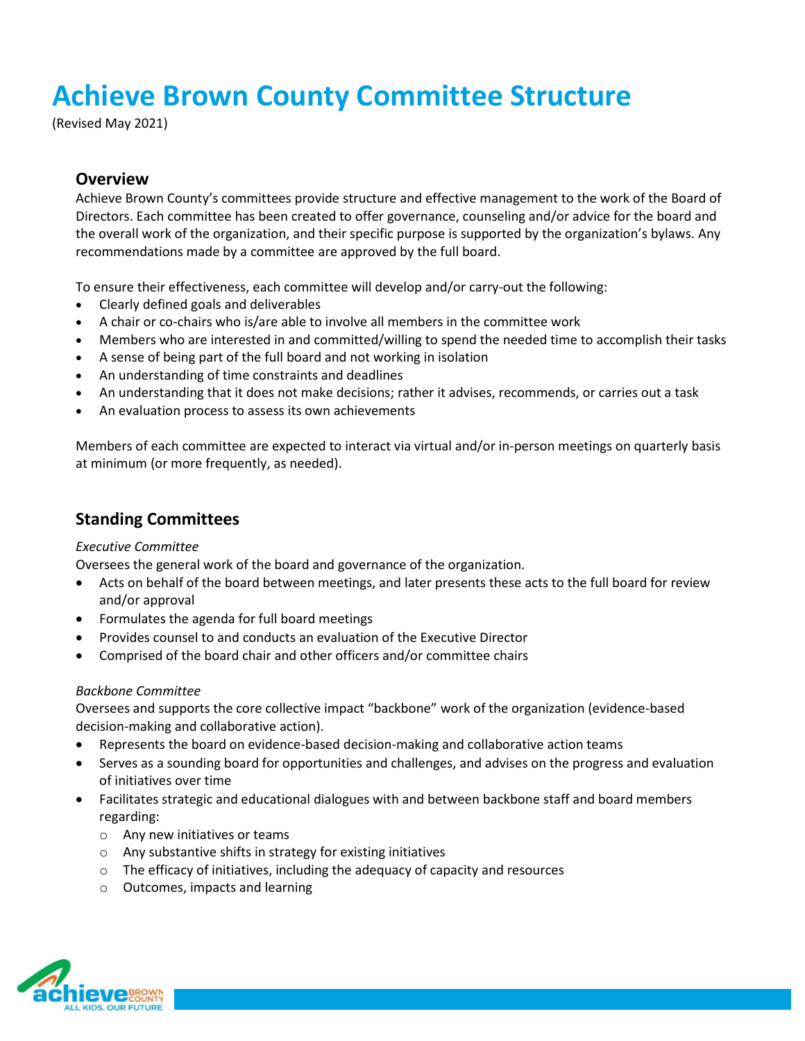# Achieve Brown County Committee Structure

(Revised May 2021)

## Overview

Achieve Brown County's committees provide structure and effective management to the work of the Board of Directors. Each committee has been created to offer governance, counseling and/or advice for the board and the overall work of the organization, and their specific purpose is supported by the organization's bylaws. Any recommendations made by a committee are approved by the full board.

To ensure their effectiveness, each committee will develop and/or carry-out the following:

- Clearly defined goals and deliverables
- A chair or co-chairs who is/are able to involve all members in the committee work
- Members who are interested in and committed/willing to spend the needed time to accomplish their tasks
- A sense of being part of the full board and not working in isolation
- An understanding of time constraints and deadlines
- An understanding that it does not make decisions; rather it advises, recommends, or carries out a task
- An evaluation process to assess its own achievements

Members of each committee are expected to interact via virtual and/or in-person meetings on quarterly basis at minimum (or more frequently, as needed).

## Standing Committees

*Executive Committee*

Oversees the general work of the board and governance of the organization.

- Acts on behalf of the board between meetings, and later presents these acts to the full board for review and/or approval
- Formulates the agenda for full board meetings
- Provides counsel to and conducts an evaluation of the Executive Director
- Comprised of the board chair and other officers and/or committee chairs

*Backbone Committee*

Oversees and supports the core collective impact "backbone" work of the organization (evidence-based decision-making and collaborative action).

- Represents the board on evidence-based decision-making and collaborative action teams
- Serves as a sounding board for opportunities and challenges, and advises on the progress and evaluation of initiatives over time
- Facilitates strategic and educational dialogues with and between backbone staff and board members regarding:
  - Any new initiatives or teams
  - Any substantive shifts in strategy for existing initiatives
  - The efficacy of initiatives, including the adequacy of capacity and resources
  - Outcomes, impacts and learning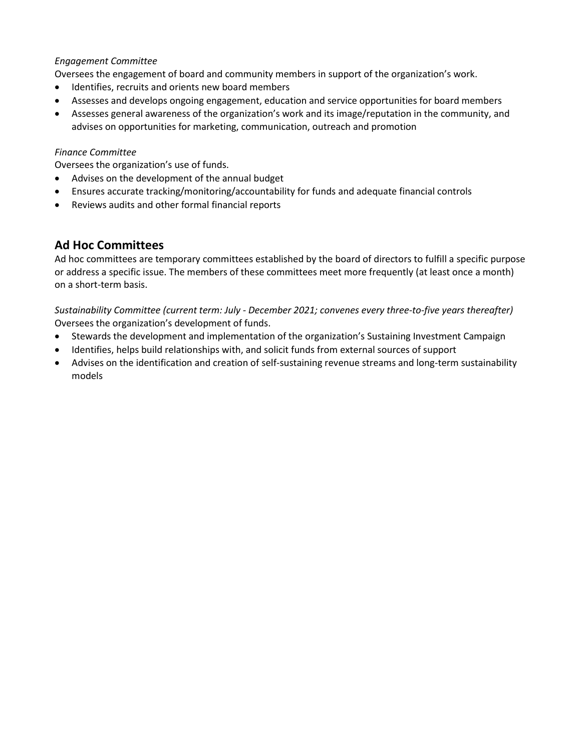*Engagement Committee*

Oversees the engagement of board and community members in support of the organization's work.

- Identifies, recruits and orients new board members
- Assesses and develops ongoing engagement, education and service opportunities for board members
- Assesses general awareness of the organization's work and its image/reputation in the community, and advises on opportunities for marketing, communication, outreach and promotion

*Finance Committee*

Oversees the organization's use of funds.

- Advises on the development of the annual budget
- Ensures accurate tracking/monitoring/accountability for funds and adequate financial controls
- Reviews audits and other formal financial reports

## Ad Hoc Committees

Ad hoc committees are temporary committees established by the board of directors to fulfill a specific purpose or address a specific issue. The members of these committees meet more frequently (at least once a month) on a short-term basis.

*Sustainability Committee (current term: July - December 2021; convenes every three-to-five years thereafter)*

Oversees the organization's development of funds.

- Stewards the development and implementation of the organization's Sustaining Investment Campaign
- Identifies, helps build relationships with, and solicit funds from external sources of support
- Advises on the identification and creation of self-sustaining revenue streams and long-term sustainability models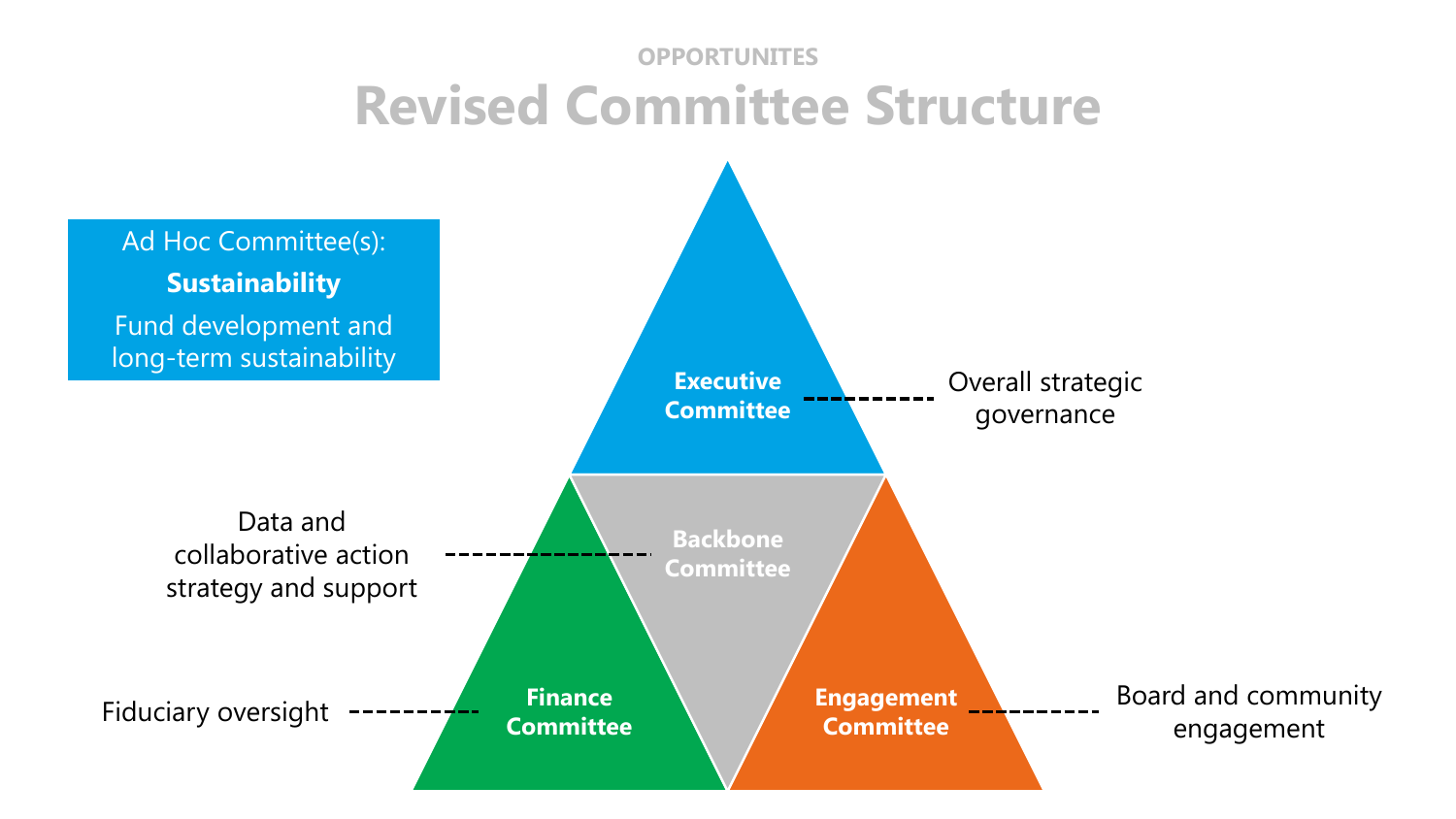OPPORTUNITES

# Revised Committee Structure

Ad Hoc Committee(s):

**Sustainability**

Fund development and long-term sustainability

**Executive Committee** — Overall strategic governance

**Backbone Committee** — Data and collaborative action strategy and support

**Finance Committee** — Fiduciary oversight

**Engagement Committee** — Board and community engagement